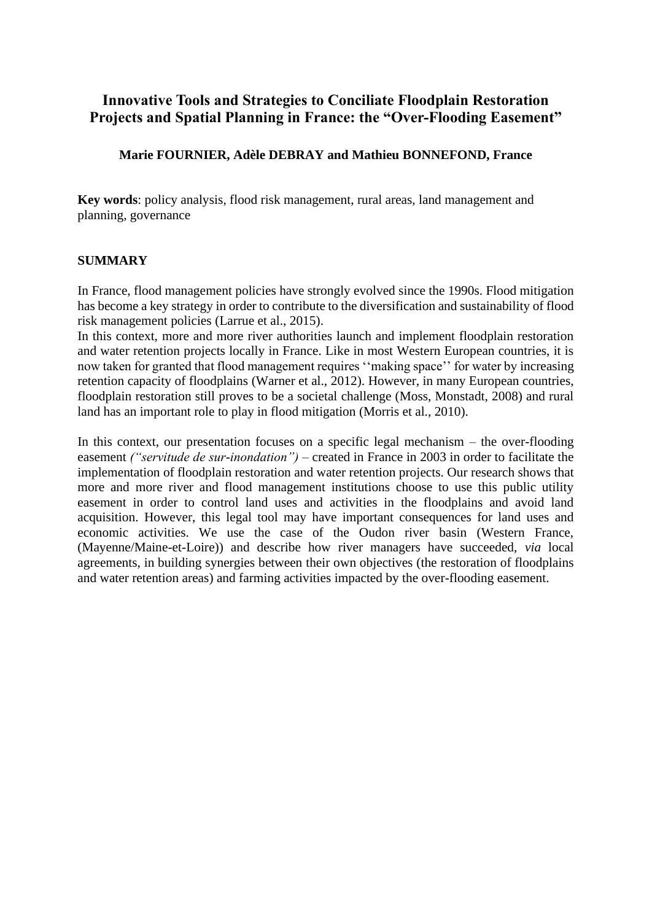# Innovative Tools and Strategies to Conciliate Floodplain Restoration Projects and Spatial Planning in France: the "Over-Flooding Easement"

**Marie FOURNIER, Adèle DEBRAY and Mathieu BONNEFOND, France**

**Key words**: policy analysis, flood risk management, rural areas, land management and planning, governance

## SUMMARY

In France, flood management policies have strongly evolved since the 1990s. Flood mitigation has become a key strategy in order to contribute to the diversification and sustainability of flood risk management policies (Larrue et al., 2015).
In this context, more and more river authorities launch and implement floodplain restoration and water retention projects locally in France. Like in most Western European countries, it is now taken for granted that flood management requires ''making space'' for water by increasing retention capacity of floodplains (Warner et al., 2012). However, in many European countries, floodplain restoration still proves to be a societal challenge (Moss, Monstadt, 2008) and rural land has an important role to play in flood mitigation (Morris et al., 2010).

In this context, our presentation focuses on a specific legal mechanism – the over-flooding easement *("servitude de sur-inondation")* – created in France in 2003 in order to facilitate the implementation of floodplain restoration and water retention projects. Our research shows that more and more river and flood management institutions choose to use this public utility easement in order to control land uses and activities in the floodplains and avoid land acquisition. However, this legal tool may have important consequences for land uses and economic activities. We use the case of the Oudon river basin (Western France, (Mayenne/Maine-et-Loire)) and describe how river managers have succeeded, *via* local agreements, in building synergies between their own objectives (the restoration of floodplains and water retention areas) and farming activities impacted by the over-flooding easement.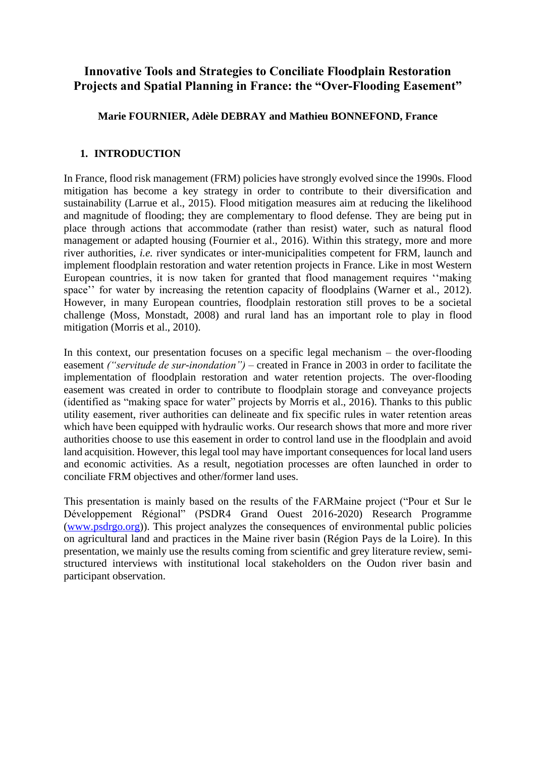# Innovative Tools and Strategies to Conciliate Floodplain Restoration Projects and Spatial Planning in France: the "Over-Flooding Easement"

**Marie FOURNIER, Adèle DEBRAY and Mathieu BONNEFOND, France**

## 1. INTRODUCTION

In France, flood risk management (FRM) policies have strongly evolved since the 1990s. Flood mitigation has become a key strategy in order to contribute to their diversification and sustainability (Larrue et al., 2015). Flood mitigation measures aim at reducing the likelihood and magnitude of flooding; they are complementary to flood defense. They are being put in place through actions that accommodate (rather than resist) water, such as natural flood management or adapted housing (Fournier et al., 2016). Within this strategy, more and more river authorities, *i.e.* river syndicates or inter-municipalities competent for FRM, launch and implement floodplain restoration and water retention projects in France. Like in most Western European countries, it is now taken for granted that flood management requires ''making space'' for water by increasing the retention capacity of floodplains (Warner et al., 2012). However, in many European countries, floodplain restoration still proves to be a societal challenge (Moss, Monstadt, 2008) and rural land has an important role to play in flood mitigation (Morris et al., 2010).

In this context, our presentation focuses on a specific legal mechanism – the over-flooding easement *("servitude de sur-inondation")* – created in France in 2003 in order to facilitate the implementation of floodplain restoration and water retention projects. The over-flooding easement was created in order to contribute to floodplain storage and conveyance projects (identified as "making space for water" projects by Morris et al., 2016). Thanks to this public utility easement, river authorities can delineate and fix specific rules in water retention areas which have been equipped with hydraulic works. Our research shows that more and more river authorities choose to use this easement in order to control land use in the floodplain and avoid land acquisition. However, this legal tool may have important consequences for local land users and economic activities. As a result, negotiation processes are often launched in order to conciliate FRM objectives and other/former land uses.

This presentation is mainly based on the results of the FARMaine project ("Pour et Sur le Développement Régional" (PSDR4 Grand Ouest 2016-2020) Research Programme (www.psdrgo.org)). This project analyzes the consequences of environmental public policies on agricultural land and practices in the Maine river basin (Région Pays de la Loire). In this presentation, we mainly use the results coming from scientific and grey literature review, semi-structured interviews with institutional local stakeholders on the Oudon river basin and participant observation.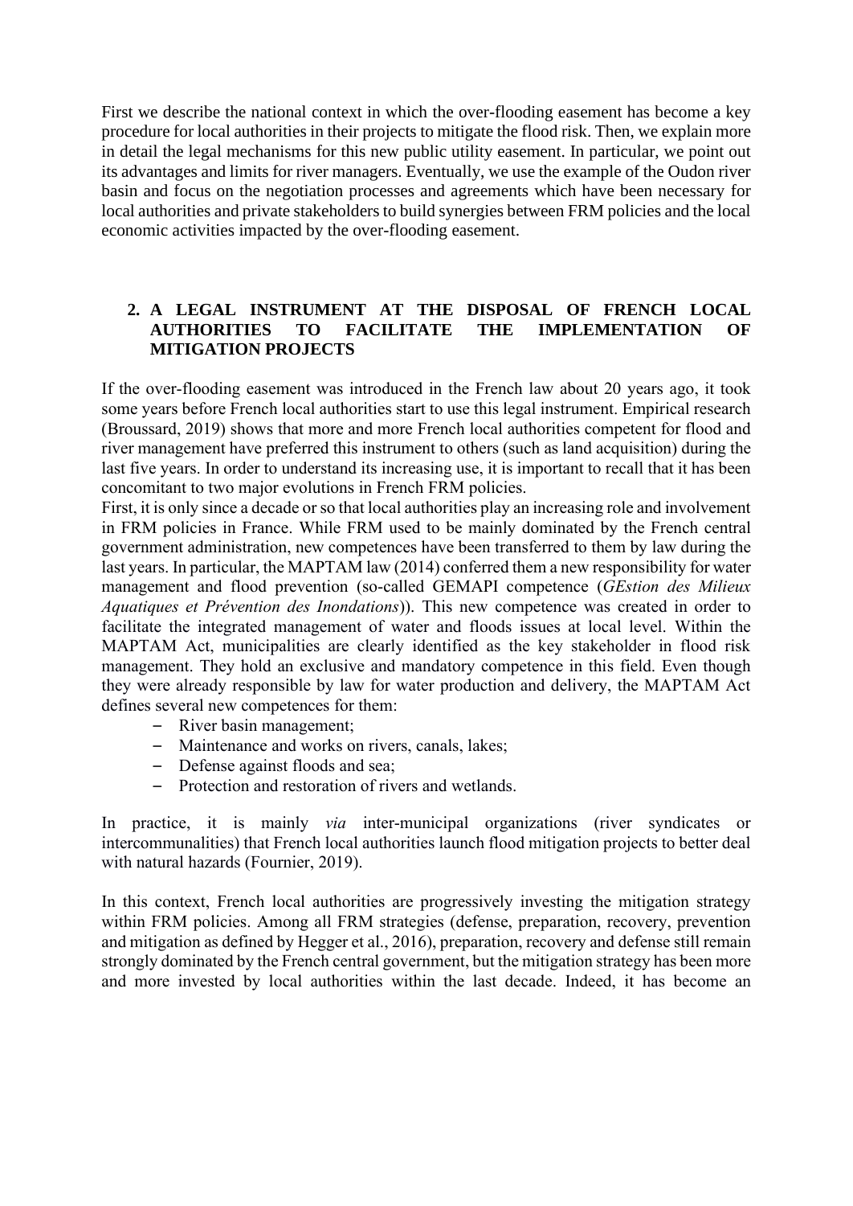First we describe the national context in which the over-flooding easement has become a key procedure for local authorities in their projects to mitigate the flood risk. Then, we explain more in detail the legal mechanisms for this new public utility easement. In particular, we point out its advantages and limits for river managers. Eventually, we use the example of the Oudon river basin and focus on the negotiation processes and agreements which have been necessary for local authorities and private stakeholders to build synergies between FRM policies and the local economic activities impacted by the over-flooding easement.

## 2. A LEGAL INSTRUMENT AT THE DISPOSAL OF FRENCH LOCAL AUTHORITIES TO FACILITATE THE IMPLEMENTATION OF MITIGATION PROJECTS

If the over-flooding easement was introduced in the French law about 20 years ago, it took some years before French local authorities start to use this legal instrument. Empirical research (Broussard, 2019) shows that more and more French local authorities competent for flood and river management have preferred this instrument to others (such as land acquisition) during the last five years. In order to understand its increasing use, it is important to recall that it has been concomitant to two major evolutions in French FRM policies.

First, it is only since a decade or so that local authorities play an increasing role and involvement in FRM policies in France. While FRM used to be mainly dominated by the French central government administration, new competences have been transferred to them by law during the last years. In particular, the MAPTAM law (2014) conferred them a new responsibility for water management and flood prevention (so-called GEMAPI competence (*GEstion des Milieux Aquatiques et Prévention des Inondations*)). This new competence was created in order to facilitate the integrated management of water and floods issues at local level. Within the MAPTAM Act, municipalities are clearly identified as the key stakeholder in flood risk management. They hold an exclusive and mandatory competence in this field. Even though they were already responsible by law for water production and delivery, the MAPTAM Act defines several new competences for them:

- River basin management;
- Maintenance and works on rivers, canals, lakes;
- Defense against floods and sea;
- Protection and restoration of rivers and wetlands.

In practice, it is mainly *via* inter-municipal organizations (river syndicates or intercommunalities) that French local authorities launch flood mitigation projects to better deal with natural hazards (Fournier, 2019).

In this context, French local authorities are progressively investing the mitigation strategy within FRM policies. Among all FRM strategies (defense, preparation, recovery, prevention and mitigation as defined by Hegger et al., 2016), preparation, recovery and defense still remain strongly dominated by the French central government, but the mitigation strategy has been more and more invested by local authorities within the last decade. Indeed, it has become an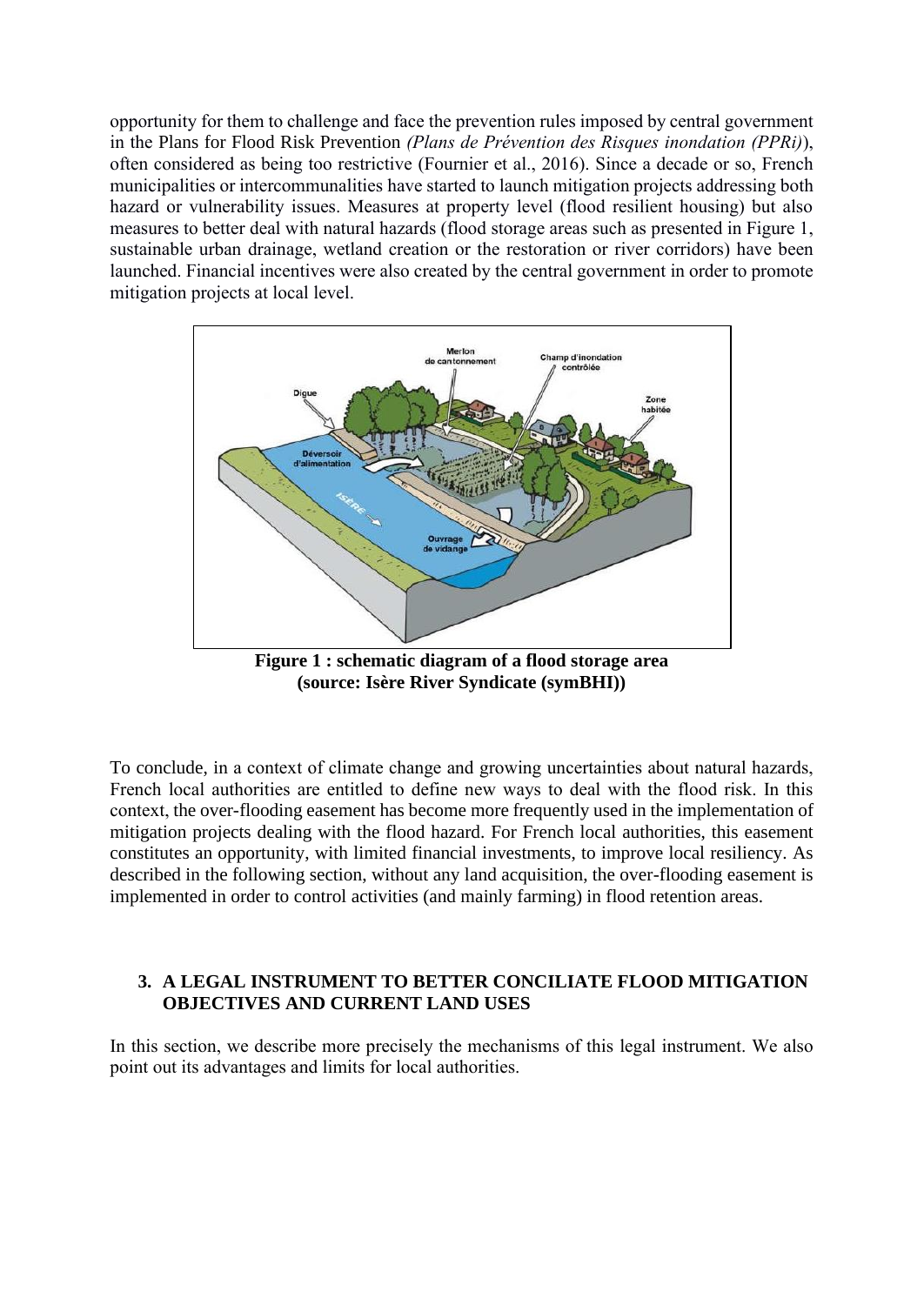opportunity for them to challenge and face the prevention rules imposed by central government in the Plans for Flood Risk Prevention *(Plans de Prévention des Risques inondation (PPRi)*), often considered as being too restrictive (Fournier et al., 2016). Since a decade or so, French municipalities or intercommunalities have started to launch mitigation projects addressing both hazard or vulnerability issues. Measures at property level (flood resilient housing) but also measures to better deal with natural hazards (flood storage areas such as presented in Figure 1, sustainable urban drainage, wetland creation or the restoration or river corridors) have been launched. Financial incentives were also created by the central government in order to promote mitigation projects at local level.

**Figure 1 : schematic diagram of a flood storage area (source: Isère River Syndicate (symBHI))**

To conclude, in a context of climate change and growing uncertainties about natural hazards, French local authorities are entitled to define new ways to deal with the flood risk. In this context, the over-flooding easement has become more frequently used in the implementation of mitigation projects dealing with the flood hazard. For French local authorities, this easement constitutes an opportunity, with limited financial investments, to improve local resiliency. As described in the following section, without any land acquisition, the over-flooding easement is implemented in order to control activities (and mainly farming) in flood retention areas.

## 3. A LEGAL INSTRUMENT TO BETTER CONCILIATE FLOOD MITIGATION OBJECTIVES AND CURRENT LAND USES

In this section, we describe more precisely the mechanisms of this legal instrument. We also point out its advantages and limits for local authorities.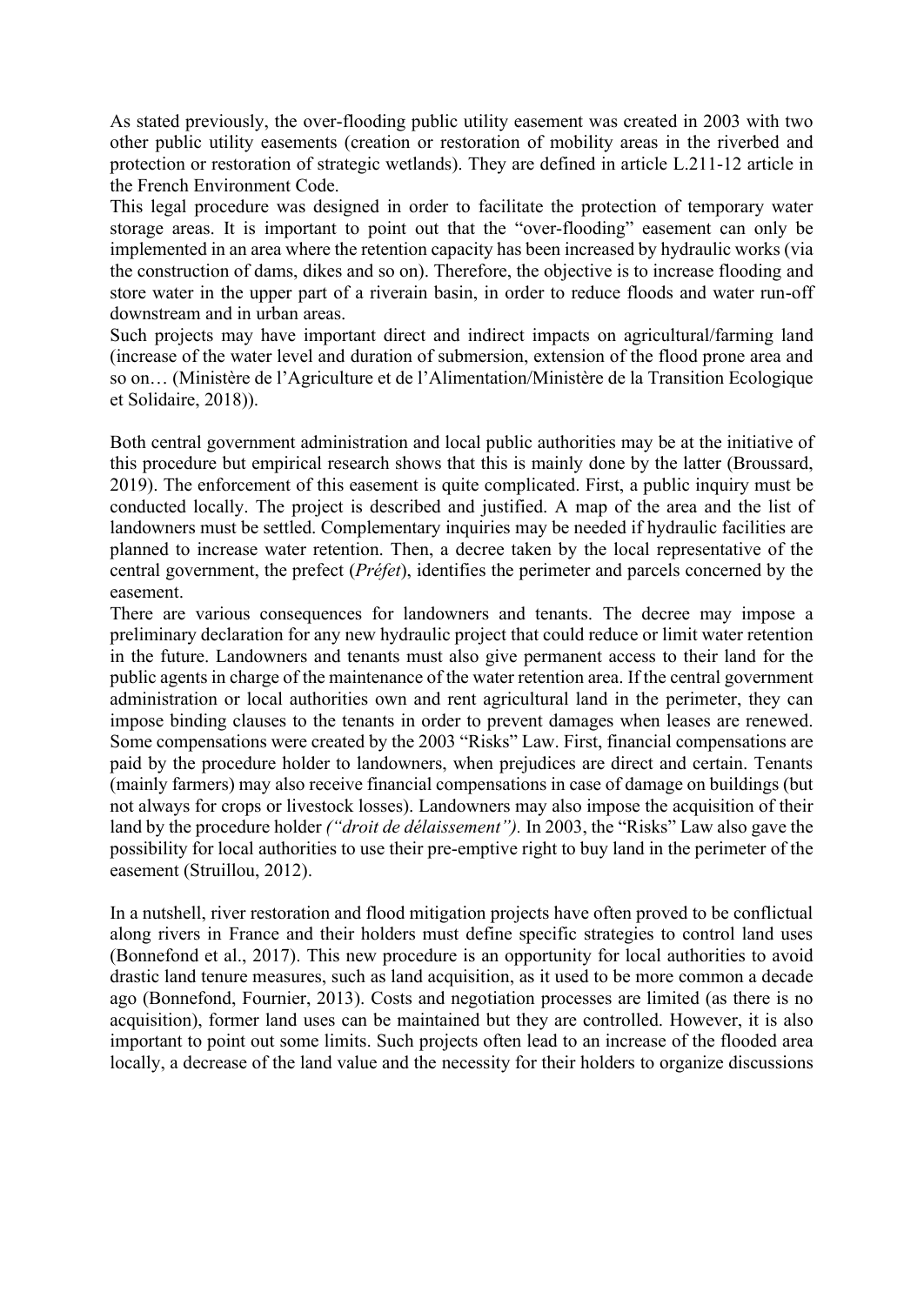As stated previously, the over-flooding public utility easement was created in 2003 with two other public utility easements (creation or restoration of mobility areas in the riverbed and protection or restoration of strategic wetlands). They are defined in article L.211-12 article in the French Environment Code.

This legal procedure was designed in order to facilitate the protection of temporary water storage areas. It is important to point out that the "over-flooding" easement can only be implemented in an area where the retention capacity has been increased by hydraulic works (via the construction of dams, dikes and so on). Therefore, the objective is to increase flooding and store water in the upper part of a riverain basin, in order to reduce floods and water run-off downstream and in urban areas.

Such projects may have important direct and indirect impacts on agricultural/farming land (increase of the water level and duration of submersion, extension of the flood prone area and so on… (Ministère de l'Agriculture et de l'Alimentation/Ministère de la Transition Ecologique et Solidaire, 2018)).

Both central government administration and local public authorities may be at the initiative of this procedure but empirical research shows that this is mainly done by the latter (Broussard, 2019). The enforcement of this easement is quite complicated. First, a public inquiry must be conducted locally. The project is described and justified. A map of the area and the list of landowners must be settled. Complementary inquiries may be needed if hydraulic facilities are planned to increase water retention. Then, a decree taken by the local representative of the central government, the prefect (*Préfet*), identifies the perimeter and parcels concerned by the easement.

There are various consequences for landowners and tenants. The decree may impose a preliminary declaration for any new hydraulic project that could reduce or limit water retention in the future. Landowners and tenants must also give permanent access to their land for the public agents in charge of the maintenance of the water retention area. If the central government administration or local authorities own and rent agricultural land in the perimeter, they can impose binding clauses to the tenants in order to prevent damages when leases are renewed. Some compensations were created by the 2003 "Risks" Law. First, financial compensations are paid by the procedure holder to landowners, when prejudices are direct and certain. Tenants (mainly farmers) may also receive financial compensations in case of damage on buildings (but not always for crops or livestock losses). Landowners may also impose the acquisition of their land by the procedure holder *("droit de délaissement").* In 2003, the "Risks" Law also gave the possibility for local authorities to use their pre-emptive right to buy land in the perimeter of the easement (Struillou, 2012).

In a nutshell, river restoration and flood mitigation projects have often proved to be conflictual along rivers in France and their holders must define specific strategies to control land uses (Bonnefond et al., 2017). This new procedure is an opportunity for local authorities to avoid drastic land tenure measures, such as land acquisition, as it used to be more common a decade ago (Bonnefond, Fournier, 2013). Costs and negotiation processes are limited (as there is no acquisition), former land uses can be maintained but they are controlled. However, it is also important to point out some limits. Such projects often lead to an increase of the flooded area locally, a decrease of the land value and the necessity for their holders to organize discussions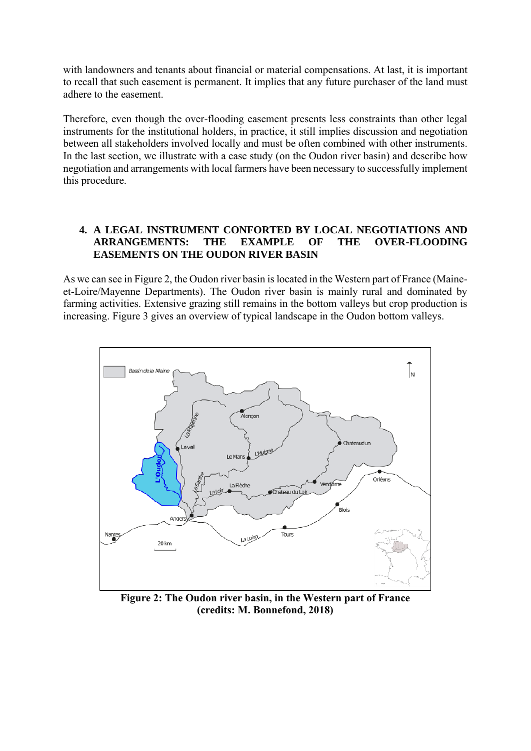with landowners and tenants about financial or material compensations. At last, it is important to recall that such easement is permanent. It implies that any future purchaser of the land must adhere to the easement.

Therefore, even though the over-flooding easement presents less constraints than other legal instruments for the institutional holders, in practice, it still implies discussion and negotiation between all stakeholders involved locally and must be often combined with other instruments. In the last section, we illustrate with a case study (on the Oudon river basin) and describe how negotiation and arrangements with local farmers have been necessary to successfully implement this procedure.

## 4. A LEGAL INSTRUMENT CONFORTED BY LOCAL NEGOTIATIONS AND ARRANGEMENTS: THE EXAMPLE OF THE OVER-FLOODING EASEMENTS ON THE OUDON RIVER BASIN

As we can see in Figure 2, the Oudon river basin is located in the Western part of France (Maine-et-Loire/Mayenne Departments). The Oudon river basin is mainly rural and dominated by farming activities. Extensive grazing still remains in the bottom valleys but crop production is increasing. Figure 3 gives an overview of typical landscape in the Oudon bottom valleys.

**Figure 2: The Oudon river basin, in the Western part of France (credits: M. Bonnefond, 2018)**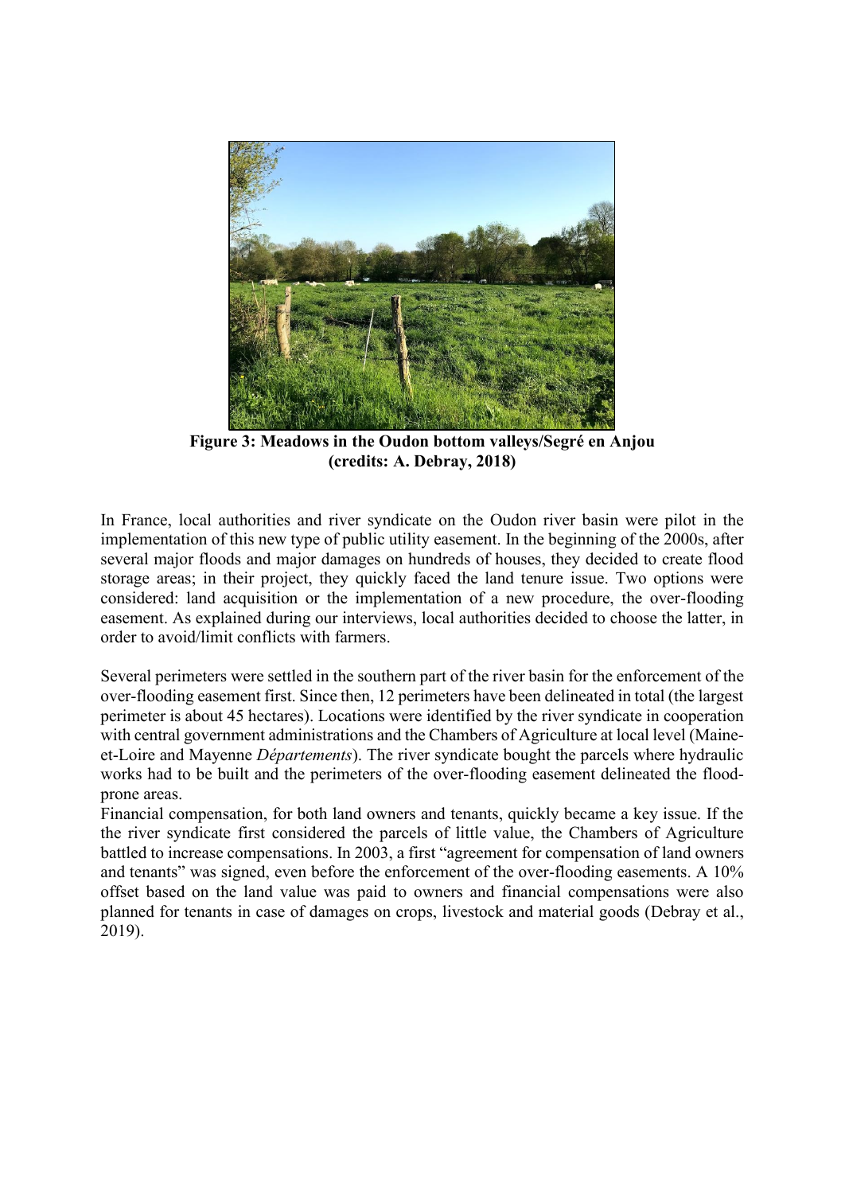**Figure 3: Meadows in the Oudon bottom valleys/Segré en Anjou (credits: A. Debray, 2018)**

In France, local authorities and river syndicate on the Oudon river basin were pilot in the implementation of this new type of public utility easement. In the beginning of the 2000s, after several major floods and major damages on hundreds of houses, they decided to create flood storage areas; in their project, they quickly faced the land tenure issue. Two options were considered: land acquisition or the implementation of a new procedure, the over-flooding easement. As explained during our interviews, local authorities decided to choose the latter, in order to avoid/limit conflicts with farmers.

Several perimeters were settled in the southern part of the river basin for the enforcement of the over-flooding easement first. Since then, 12 perimeters have been delineated in total (the largest perimeter is about 45 hectares). Locations were identified by the river syndicate in cooperation with central government administrations and the Chambers of Agriculture at local level (Maine-et-Loire and Mayenne *Départements*). The river syndicate bought the parcels where hydraulic works had to be built and the perimeters of the over-flooding easement delineated the flood-prone areas.

Financial compensation, for both land owners and tenants, quickly became a key issue. If the the river syndicate first considered the parcels of little value, the Chambers of Agriculture battled to increase compensations. In 2003, a first "agreement for compensation of land owners and tenants" was signed, even before the enforcement of the over-flooding easements. A 10% offset based on the land value was paid to owners and financial compensations were also planned for tenants in case of damages on crops, livestock and material goods (Debray et al., 2019).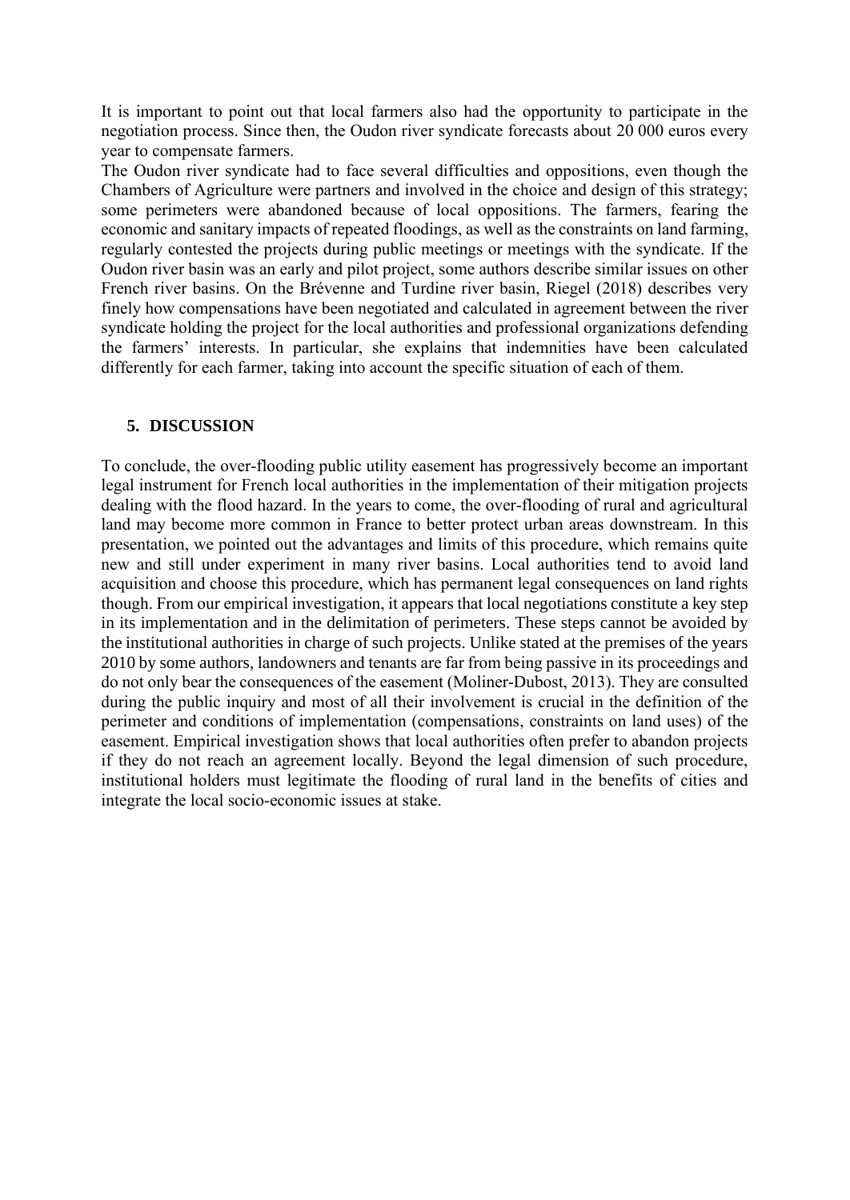It is important to point out that local farmers also had the opportunity to participate in the negotiation process. Since then, the Oudon river syndicate forecasts about 20 000 euros every year to compensate farmers.

The Oudon river syndicate had to face several difficulties and oppositions, even though the Chambers of Agriculture were partners and involved in the choice and design of this strategy; some perimeters were abandoned because of local oppositions. The farmers, fearing the economic and sanitary impacts of repeated floodings, as well as the constraints on land farming, regularly contested the projects during public meetings or meetings with the syndicate. If the Oudon river basin was an early and pilot project, some authors describe similar issues on other French river basins. On the Brévenne and Turdine river basin, Riegel (2018) describes very finely how compensations have been negotiated and calculated in agreement between the river syndicate holding the project for the local authorities and professional organizations defending the farmers' interests. In particular, she explains that indemnities have been calculated differently for each farmer, taking into account the specific situation of each of them.

## 5. DISCUSSION

To conclude, the over-flooding public utility easement has progressively become an important legal instrument for French local authorities in the implementation of their mitigation projects dealing with the flood hazard. In the years to come, the over-flooding of rural and agricultural land may become more common in France to better protect urban areas downstream. In this presentation, we pointed out the advantages and limits of this procedure, which remains quite new and still under experiment in many river basins. Local authorities tend to avoid land acquisition and choose this procedure, which has permanent legal consequences on land rights though. From our empirical investigation, it appears that local negotiations constitute a key step in its implementation and in the delimitation of perimeters. These steps cannot be avoided by the institutional authorities in charge of such projects. Unlike stated at the premises of the years 2010 by some authors, landowners and tenants are far from being passive in its proceedings and do not only bear the consequences of the easement (Moliner-Dubost, 2013). They are consulted during the public inquiry and most of all their involvement is crucial in the definition of the perimeter and conditions of implementation (compensations, constraints on land uses) of the easement. Empirical investigation shows that local authorities often prefer to abandon projects if they do not reach an agreement locally. Beyond the legal dimension of such procedure, institutional holders must legitimate the flooding of rural land in the benefits of cities and integrate the local socio-economic issues at stake.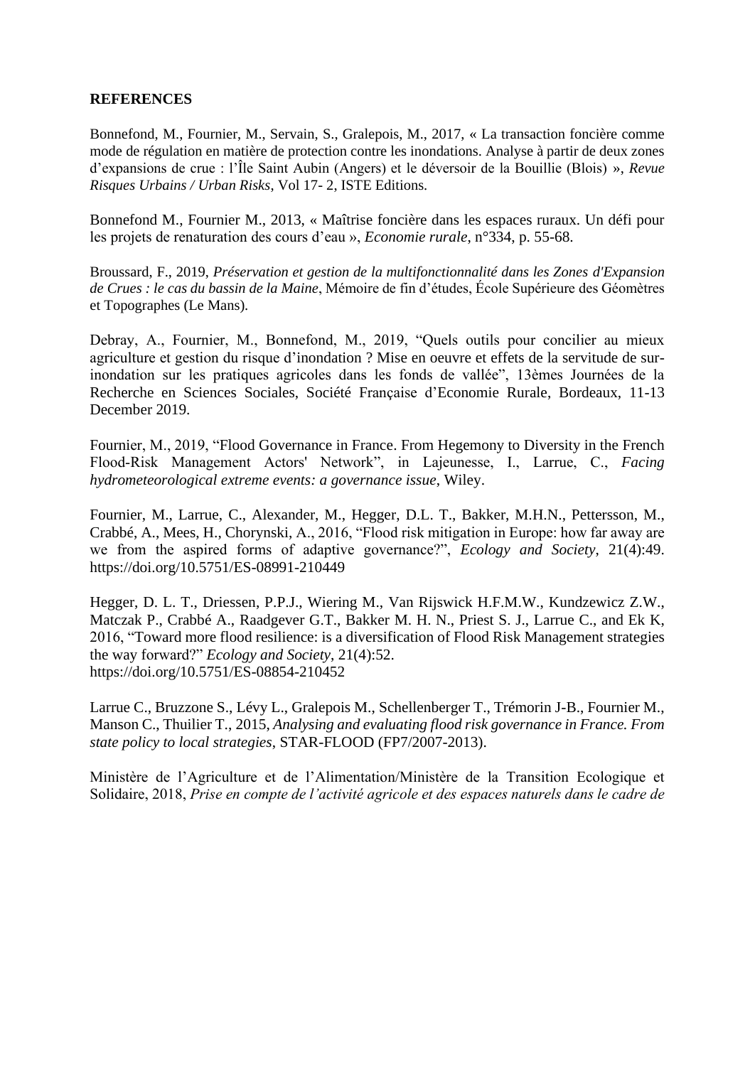**REFERENCES**

Bonnefond, M., Fournier, M., Servain, S., Gralepois, M., 2017, « La transaction foncière comme mode de régulation en matière de protection contre les inondations. Analyse à partir de deux zones d'expansions de crue : l'Île Saint Aubin (Angers) et le déversoir de la Bouillie (Blois) », *Revue Risques Urbains / Urban Risks*, Vol 17- 2, ISTE Editions.

Bonnefond M., Fournier M., 2013, « Maîtrise foncière dans les espaces ruraux. Un défi pour les projets de renaturation des cours d'eau », *Economie rurale*, n°334, p. 55-68.

Broussard, F., 2019, *Préservation et gestion de la multifonctionnalité dans les Zones d'Expansion de Crues : le cas du bassin de la Maine*, Mémoire de fin d'études, École Supérieure des Géomètres et Topographes (Le Mans).

Debray, A., Fournier, M., Bonnefond, M., 2019, "Quels outils pour concilier au mieux agriculture et gestion du risque d'inondation ? Mise en oeuvre et effets de la servitude de sur-inondation sur les pratiques agricoles dans les fonds de vallée", 13èmes Journées de la Recherche en Sciences Sociales, Société Française d'Economie Rurale, Bordeaux, 11-13 December 2019.

Fournier, M., 2019, "Flood Governance in France. From Hegemony to Diversity in the French Flood-Risk Management Actors' Network", in Lajeunesse, I., Larrue, C., *Facing hydrometeorological extreme events: a governance issue*, Wiley.

Fournier, M., Larrue, C., Alexander, M., Hegger, D.L. T., Bakker, M.H.N., Pettersson, M., Crabbé, A., Mees, H., Chorynski, A., 2016, "Flood risk mitigation in Europe: how far away are we from the aspired forms of adaptive governance?", *Ecology and Society*, 21(4):49. https://doi.org/10.5751/ES-08991-210449

Hegger, D. L. T., Driessen, P.P.J., Wiering M., Van Rijswick H.F.M.W., Kundzewicz Z.W., Matczak P., Crabbé A., Raadgever G.T., Bakker M. H. N., Priest S. J., Larrue C., and Ek K, 2016, "Toward more flood resilience: is a diversification of Flood Risk Management strategies the way forward?" *Ecology and Society*, 21(4):52. https://doi.org/10.5751/ES-08854-210452

Larrue C., Bruzzone S., Lévy L., Gralepois M., Schellenberger T., Trémorin J-B., Fournier M., Manson C., Thuilier T., 2015, *Analysing and evaluating flood risk governance in France. From state policy to local strategies*, STAR-FLOOD (FP7/2007-2013).

Ministère de l'Agriculture et de l'Alimentation/Ministère de la Transition Ecologique et Solidaire, 2018, *Prise en compte de l'activité agricole et des espaces naturels dans le cadre de*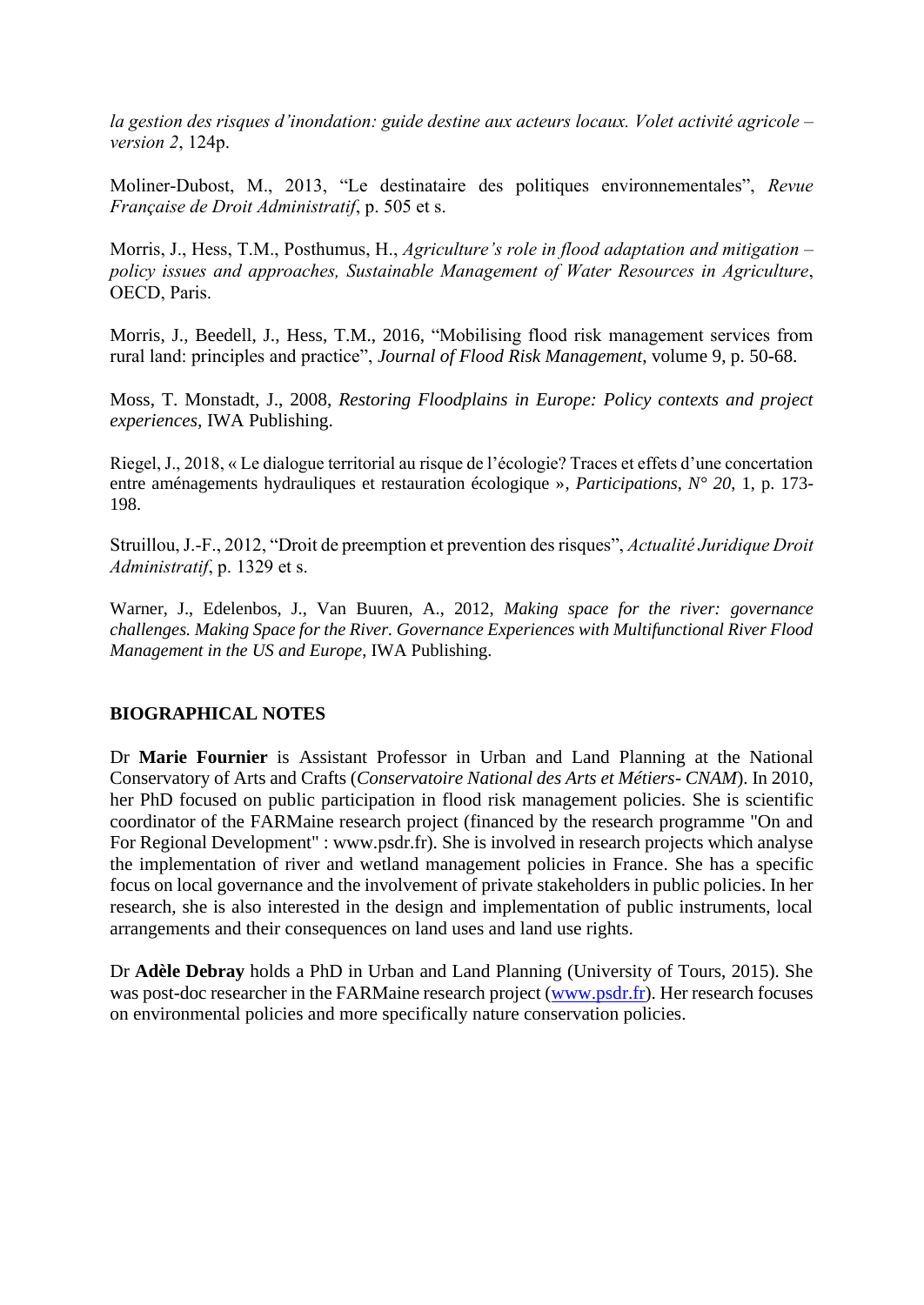*la gestion des risques d'inondation: guide destine aux acteurs locaux. Volet activité agricole – version 2*, 124p.

Moliner-Dubost, M., 2013, "Le destinataire des politiques environnementales", *Revue Française de Droit Administratif*, p. 505 et s.

Morris, J., Hess, T.M., Posthumus, H., *Agriculture's role in flood adaptation and mitigation – policy issues and approaches, Sustainable Management of Water Resources in Agriculture*, OECD, Paris.

Morris, J., Beedell, J., Hess, T.M., 2016, "Mobilising flood risk management services from rural land: principles and practice", *Journal of Flood Risk Management*, volume 9, p. 50-68.

Moss, T. Monstadt, J., 2008, *Restoring Floodplains in Europe: Policy contexts and project experiences*, IWA Publishing.

Riegel, J., 2018, « Le dialogue territorial au risque de l'écologie? Traces et effets d'une concertation entre aménagements hydrauliques et restauration écologique », *Participations*, *N° 20*, 1, p. 173-198.

Struillou, J.-F., 2012, "Droit de preemption et prevention des risques", *Actualité Juridique Droit Administratif*, p. 1329 et s.

Warner, J., Edelenbos, J., Van Buuren, A., 2012, *Making space for the river: governance challenges. Making Space for the River. Governance Experiences with Multifunctional River Flood Management in the US and Europe*, IWA Publishing.

## BIOGRAPHICAL NOTES

Dr **Marie Fournier** is Assistant Professor in Urban and Land Planning at the National Conservatory of Arts and Crafts (*Conservatoire National des Arts et Métiers- CNAM*). In 2010, her PhD focused on public participation in flood risk management policies. She is scientific coordinator of the FARMaine research project (financed by the research programme "On and For Regional Development" : www.psdr.fr). She is involved in research projects which analyse the implementation of river and wetland management policies in France. She has a specific focus on local governance and the involvement of private stakeholders in public policies. In her research, she is also interested in the design and implementation of public instruments, local arrangements and their consequences on land uses and land use rights.

Dr **Adèle Debray** holds a PhD in Urban and Land Planning (University of Tours, 2015). She was post-doc researcher in the FARMaine research project (www.psdr.fr). Her research focuses on environmental policies and more specifically nature conservation policies.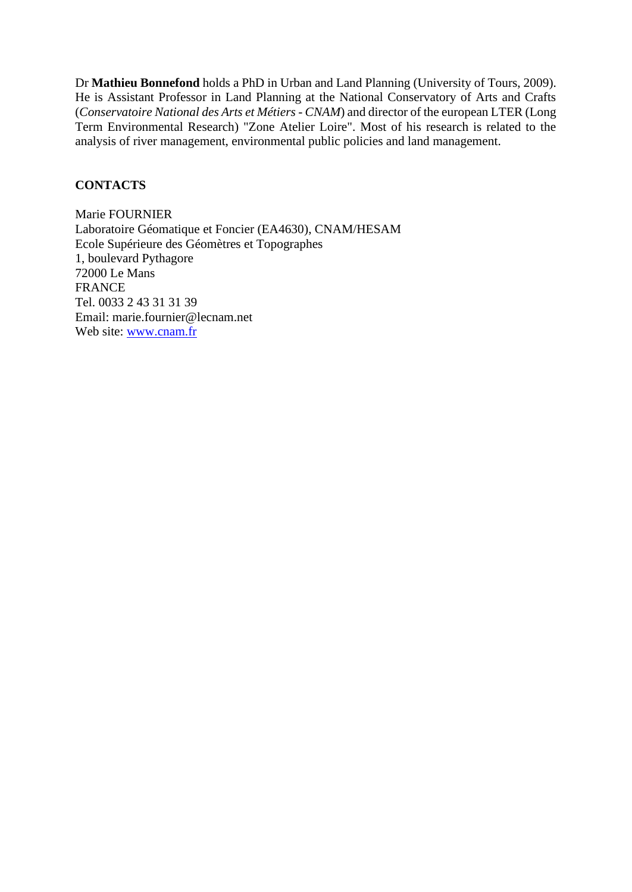Dr **Mathieu Bonnefond** holds a PhD in Urban and Land Planning (University of Tours, 2009). He is Assistant Professor in Land Planning at the National Conservatory of Arts and Crafts (*Conservatoire National des Arts et Métiers - CNAM*) and director of the european LTER (Long Term Environmental Research) "Zone Atelier Loire". Most of his research is related to the analysis of river management, environmental public policies and land management.

**CONTACTS**

Marie FOURNIER
Laboratoire Géomatique et Foncier (EA4630), CNAM/HESAM
Ecole Supérieure des Géomètres et Topographes
1, boulevard Pythagore
72000 Le Mans
FRANCE
Tel. 0033 2 43 31 31 39
Email: marie.fournier@lecnam.net
Web site: www.cnam.fr